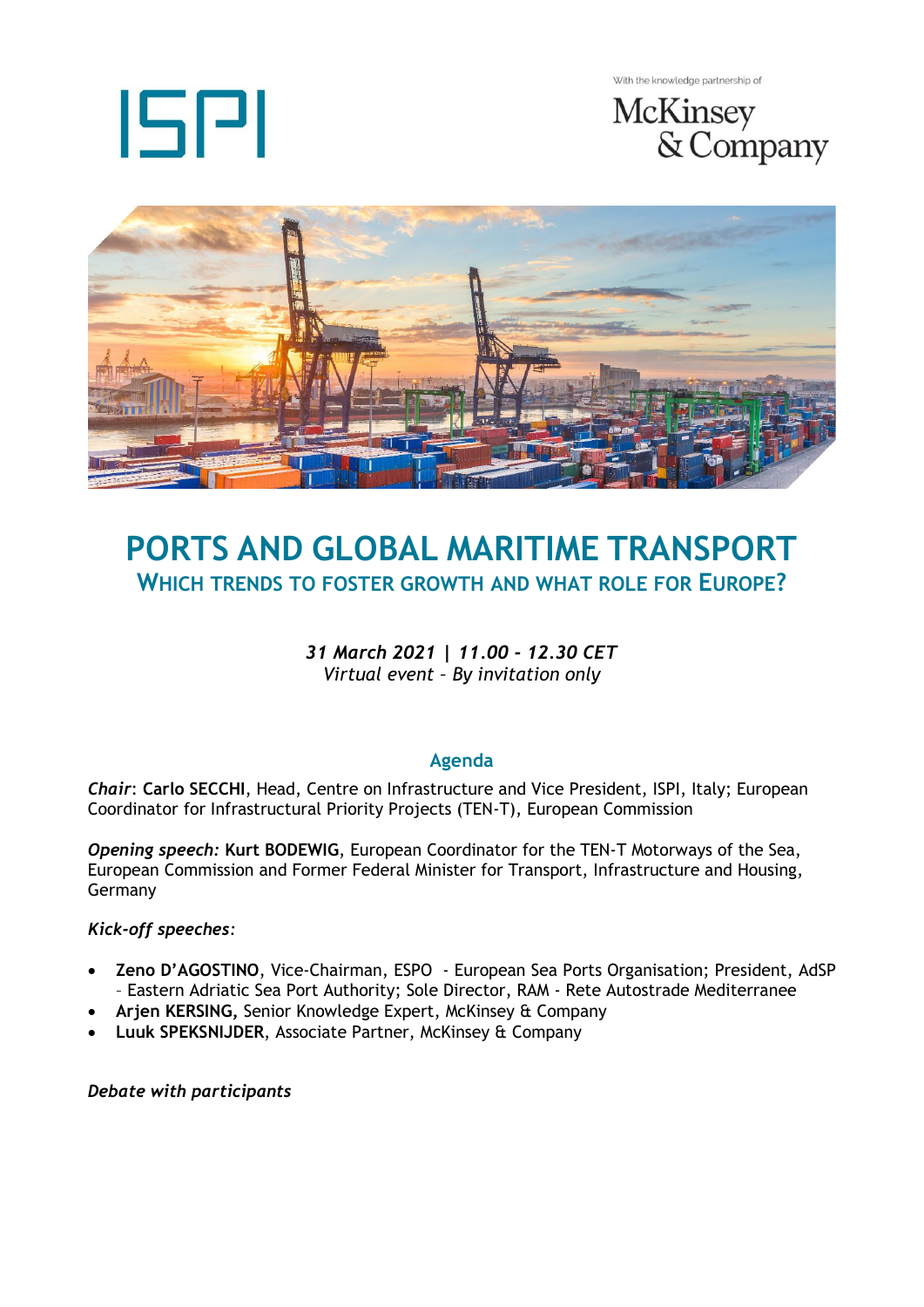ISPI

With the knowledge partnership of

McKinsey & Company

# PORTS AND GLOBAL MARITIME TRANSPORT

## WHICH TRENDS TO FOSTER GROWTH AND WHAT ROLE FOR EUROPE?

***31 March 2021 | 11.00 - 12.30 CET***
*Virtual event – By invitation only*

### Agenda

***Chair*: Carlo SECCHI**, Head, Centre on Infrastructure and Vice President, ISPI, Italy; European Coordinator for Infrastructural Priority Projects (TEN-T), European Commission

***Opening speech:* Kurt BODEWIG**, European Coordinator for the TEN-T Motorways of the Sea, European Commission and Former Federal Minister for Transport, Infrastructure and Housing, Germany

***Kick-off speeches:***

- **Zeno D'AGOSTINO**, Vice-Chairman, ESPO - European Sea Ports Organisation; President, AdSP – Eastern Adriatic Sea Port Authority; Sole Director, RAM - Rete Autostrade Mediterranee
- **Arjen KERSING,** Senior Knowledge Expert, McKinsey & Company
- **Luuk SPEKSNIJDER**, Associate Partner, McKinsey & Company

***Debate with participants***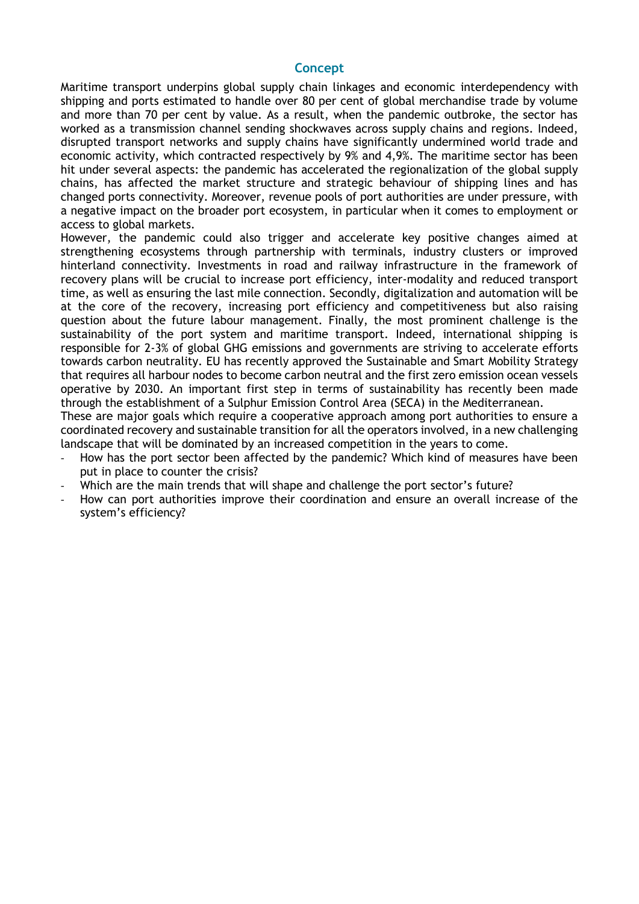## Concept

Maritime transport underpins global supply chain linkages and economic interdependency with shipping and ports estimated to handle over 80 per cent of global merchandise trade by volume and more than 70 per cent by value. As a result, when the pandemic outbroke, the sector has worked as a transmission channel sending shockwaves across supply chains and regions. Indeed, disrupted transport networks and supply chains have significantly undermined world trade and economic activity, which contracted respectively by 9% and 4,9%. The maritime sector has been hit under several aspects: the pandemic has accelerated the regionalization of the global supply chains, has affected the market structure and strategic behaviour of shipping lines and has changed ports connectivity. Moreover, revenue pools of port authorities are under pressure, with a negative impact on the broader port ecosystem, in particular when it comes to employment or access to global markets.

However, the pandemic could also trigger and accelerate key positive changes aimed at strengthening ecosystems through partnership with terminals, industry clusters or improved hinterland connectivity. Investments in road and railway infrastructure in the framework of recovery plans will be crucial to increase port efficiency, inter-modality and reduced transport time, as well as ensuring the last mile connection. Secondly, digitalization and automation will be at the core of the recovery, increasing port efficiency and competitiveness but also raising question about the future labour management. Finally, the most prominent challenge is the sustainability of the port system and maritime transport. Indeed, international shipping is responsible for 2-3% of global GHG emissions and governments are striving to accelerate efforts towards carbon neutrality. EU has recently approved the Sustainable and Smart Mobility Strategy that requires all harbour nodes to become carbon neutral and the first zero emission ocean vessels operative by 2030. An important first step in terms of sustainability has recently been made through the establishment of a Sulphur Emission Control Area (SECA) in the Mediterranean.

These are major goals which require a cooperative approach among port authorities to ensure a coordinated recovery and sustainable transition for all the operators involved, in a new challenging landscape that will be dominated by an increased competition in the years to come.

- How has the port sector been affected by the pandemic? Which kind of measures have been put in place to counter the crisis?
- Which are the main trends that will shape and challenge the port sector's future?
- How can port authorities improve their coordination and ensure an overall increase of the system's efficiency?